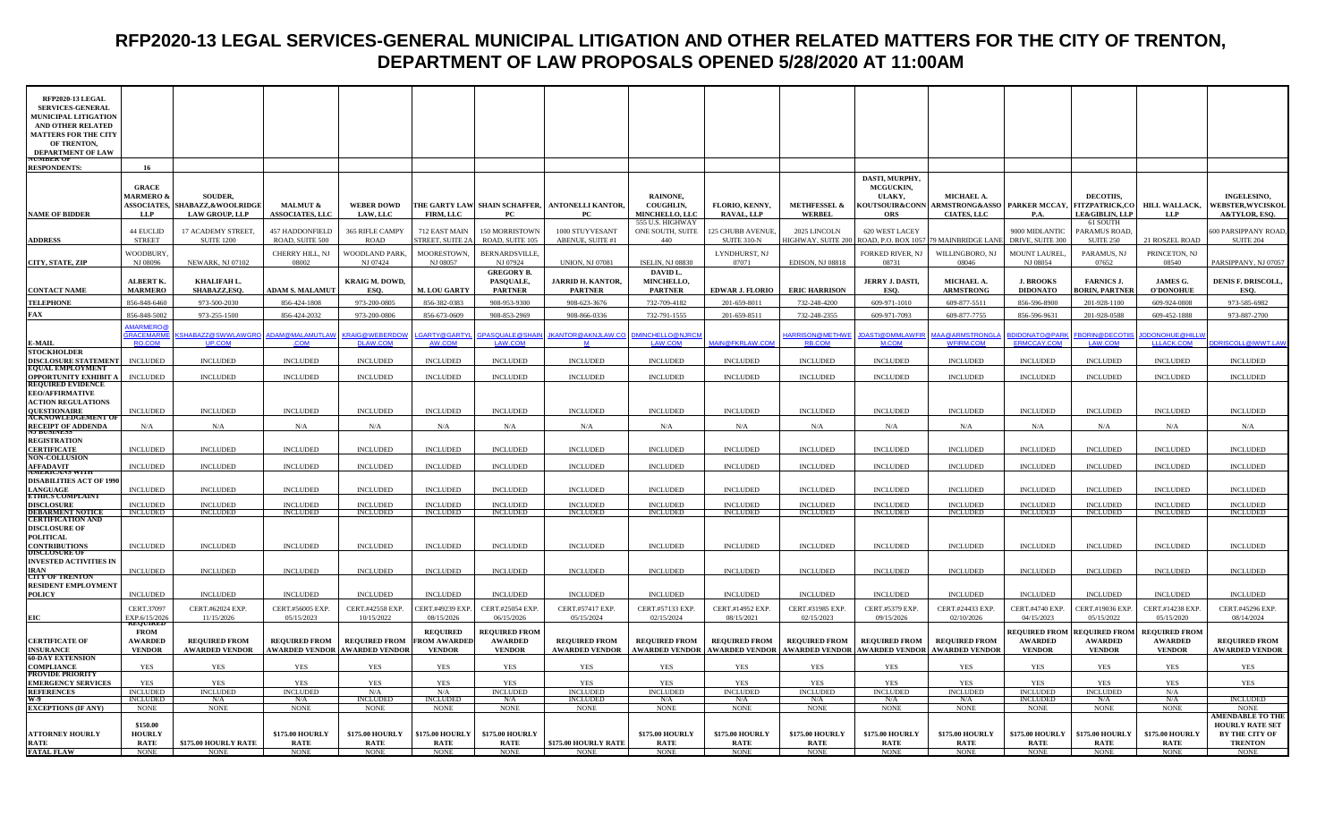# RFP2020-13 LEGAL SERVICES-GENERAL MUNICIPAL LITIGATION AND OTHER RELATED MATTERS FOR THE CITY OF TRENTON, DEPARTMENT OF LAW PROPOSALS OPENED 5/28/2020 AT 11:00AM

| RFP2020-13 LEGAL SERVICES-GENERAL MUNICIPAL LITIGATION AND OTHER RELATED MATTERS FOR THE CITY OF TRENTON, DEPARTMENT OF LAW | | | | | | | | | | | | | | | | |
|---|---|---|---|---|---|---|---|---|---|---|---|---|---|---|---|---|
| NUMBER OF RESPONDENTS: | 16 | | | | | | | | | | | | | | | |
| NAME OF BIDDER | GRACE MARMERO & ASSOCIATES, LLP | SOUDER, SHABAZZ,&WOOLRIDGE LAW GROUP, LLP | MALMUT & ASSOCIATES, LLC | WEBER DOWD LAW, LLC | THE GARTY LAW FIRM, LLC | SHAIN SCHAFFER, PC | ANTONELLI KANTOR, PC | RAINONE, COUGHLIN, MINCHELLO, LLC | FLORIO, KENNY, RAVAL, LLP | METHFESSEL & WERBEL | DASTI, MURPHY, MCGUCKIN, ULAKY, KOUTSOUIR&CONNORS | MICHAEL A. ARMSTRONG&ASSOCIATES, LLC | PARKER MCCAY, P.A. | DECOTIIS, FITZPATRICK,COLE&GIBLIN, LLP | HILL WALLACK, LLP | INGELESINO, WEBSTER,WYCISKOL A&TYLOR, ESQ. |
| ADDRESS | 44 EUCLID STREET | 17 ACADEMY STREET, SUITE 1200 | 457 HADDONFIELD ROAD, SUITE 500 | 365 RIFLE CAMPY ROAD | 712 EAST MAIN STREET, SUITE 2A | 150 MORRISTOWN ROAD, SUITE 105 | 1000 STUYVESANT ABENUE, SUITE #1 | 555 U.S. HIGHWAY ONE SOUTH, SUITE 440 | 125 CHUBB AVENUE, SUITE 310-N | 2025 LINCOLN HIGHWAY, SUITE 200 | 620 WEST LACEY ROAD, P.O. BOX 1057 | 79 MAINBRIDGE LANE | 9000 MIDLANTIC DRIVE, SUITE 300 | 61 SOUTH PARAMUS ROAD, SUITE 250 | 21 ROSZEL ROAD | 600 PARSIPPANY ROAD, SUITE 204 |
| CITY, STATE, ZIP | WOODBURY, NJ 08096 | NEWARK, NJ 07102 | CHERRY HILL, NJ 08002 | WOODLAND PARK, NJ 07424 | MOORESTOWN, NJ 08057 | BERNARDSVILLE, NJ 07924 | UNION, NJ 07081 | ISELIN, NJ 08830 | LYNDHURST, NJ 07071 | EDISON, NJ 08818 | FORKED RIVER, NJ 08731 | WILLINGBORO, NJ 08046 | MOUNT LAUREL, NJ 08054 | PARAMUS, NJ 07652 | PRINCETON, NJ 08540 | PARSIPPANY, NJ 07057 |
| CONTACT NAME | ALBERT K. MARMERO | KHALIFAH L. SHABAZZ,ESQ. | ADAM S. MALAMUT | KRAIG M. DOWD, ESQ. | M. LOU GARTY | GREGORY B. PASQUALE, PARTNER | JARRID H. KANTOR, PARTNER | DAVID L. MINCHELLO, PARTNER | EDWAR J. FLORIO | ERIC HARRISON | JERRY J. DASTI, ESQ. | MICHAEL A. ARMSTRONG | J. BROOKS DIDONATO | FARNICS J. BORIN, PARTNER | JAMES G. O'DONOHUE | DENIS F. DRISCOLL, ESQ. |
| TELEPHONE | 856-848-6460 | 973-500-2030 | 856-424-1808 | 973-200-0805 | 856-382-0383 | 908-953-9300 | 908-623-3676 | 732-709-4182 | 201-659-8011 | 732-248-4200 | 609-971-1010 | 609-877-5511 | 856-596-8900 | 201-928-1100 | 609-924-0808 | 973-585-6982 |
| FAX | 856-848-5002 | 973-255-1500 | 856-424-2032 | 973-200-0806 | 856-673-0609 | 908-853-2969 | 908-866-0336 | 732-791-1555 | 201-659-8511 | 732-248-2355 | 609-971-7093 | 609-877-7755 | 856-596-9631 | 201-928-0588 | 609-452-1888 | 973-887-2700 |
| E-MAIL | AMARMERO@GRACEMARMERO.COM | KSHABAZZ@SWWLAWGROUP.COM | ADAM@MALAMUTLAW.COM | KRAIG@WEBERDOWDLAW.COM | LGARTY@GARTYLAW.COM | GPASQUALE@SHAINLAW.COM | JKANTOR@AKNJLAW.COM | DMINCHELLO@NJRCMLAW.COM | MAIN@FKRLAW.COM | HARRISON@METHWERB.COM | JDASTI@DMMLAWFIRM.COM | MAA@ARMSTRONGLAWFIRM.COM | BDIDONATO@PARKERMCCAY.COM | FBORIN@DECOTIISLAW.COM | JODONOHUE@HILLWALLACK.COM | DDRISCOLL@IWWT.LAW |
| STOCKHOLDER DISCLOSURE STATEMENT | INCLUDED | INCLUDED | INCLUDED | INCLUDED | INCLUDED | INCLUDED | INCLUDED | INCLUDED | INCLUDED | INCLUDED | INCLUDED | INCLUDED | INCLUDED | INCLUDED | INCLUDED | INCLUDED |
| EQUAL EMPLOYMENT OPPORTUNITY EXHIBIT A | INCLUDED | INCLUDED | INCLUDED | INCLUDED | INCLUDED | INCLUDED | INCLUDED | INCLUDED | INCLUDED | INCLUDED | INCLUDED | INCLUDED | INCLUDED | INCLUDED | INCLUDED | INCLUDED |
| REQUIRED EVIDENCE EEO/AFFIRMATIVE ACTION REGULATIONS QUESTIONAIRE | INCLUDED | INCLUDED | INCLUDED | INCLUDED | INCLUDED | INCLUDED | INCLUDED | INCLUDED | INCLUDED | INCLUDED | INCLUDED | INCLUDED | INCLUDED | INCLUDED | INCLUDED | INCLUDED |
| ACKNOWLEDGEMENT OF RECEIPT OF ADDENDA | N/A | N/A | N/A | N/A | N/A | N/A | N/A | N/A | N/A | N/A | N/A | N/A | N/A | N/A | N/A | N/A |
| NJ BUSINESS REGISTRATION CERTIFICATE | INCLUDED | INCLUDED | INCLUDED | INCLUDED | INCLUDED | INCLUDED | INCLUDED | INCLUDED | INCLUDED | INCLUDED | INCLUDED | INCLUDED | INCLUDED | INCLUDED | INCLUDED | INCLUDED |
| NON-COLLUSION AFFADAVIT | INCLUDED | INCLUDED | INCLUDED | INCLUDED | INCLUDED | INCLUDED | INCLUDED | INCLUDED | INCLUDED | INCLUDED | INCLUDED | INCLUDED | INCLUDED | INCLUDED | INCLUDED | INCLUDED |
| AMERICANS WITH DISABILITIES ACT OF 1990 LANGUAGE | INCLUDED | INCLUDED | INCLUDED | INCLUDED | INCLUDED | INCLUDED | INCLUDED | INCLUDED | INCLUDED | INCLUDED | INCLUDED | INCLUDED | INCLUDED | INCLUDED | INCLUDED | INCLUDED |
| ETHICS COMPLAINT DISCLOSURE | INCLUDED | INCLUDED | INCLUDED | INCLUDED | INCLUDED | INCLUDED | INCLUDED | INCLUDED | INCLUDED | INCLUDED | INCLUDED | INCLUDED | INCLUDED | INCLUDED | INCLUDED | INCLUDED |
| DEBARMENT NOTICE | INCLUDED | INCLUDED | INCLUDED | INCLUDED | INCLUDED | INCLUDED | INCLUDED | INCLUDED | INCLUDED | INCLUDED | INCLUDED | INCLUDED | INCLUDED | INCLUDED | INCLUDED | INCLUDED |
| CERTIFICATION AND DISCLOSURE OF POLITICAL CONTRIBUTIONS | INCLUDED | INCLUDED | INCLUDED | INCLUDED | INCLUDED | INCLUDED | INCLUDED | INCLUDED | INCLUDED | INCLUDED | INCLUDED | INCLUDED | INCLUDED | INCLUDED | INCLUDED | INCLUDED |
| DISCLOSURE OF INVESTED ACTIVITIES IN IRAN | INCLUDED | INCLUDED | INCLUDED | INCLUDED | INCLUDED | INCLUDED | INCLUDED | INCLUDED | INCLUDED | INCLUDED | INCLUDED | INCLUDED | INCLUDED | INCLUDED | INCLUDED | INCLUDED |
| CITY OF TRENTON RESIDENT EMPLOYMENT POLICY | INCLUDED | INCLUDED | INCLUDED | INCLUDED | INCLUDED | INCLUDED | INCLUDED | INCLUDED | INCLUDED | INCLUDED | INCLUDED | INCLUDED | INCLUDED | INCLUDED | INCLUDED | INCLUDED |
| EIC | CERT.37097 EXP.6/15/2026 | CERT.#62024 EXP. 11/15/2026 | CERT.#56005 EXP. 05/15/2023 | CERT.#42558 EXP. 10/15/2022 | CERT.#49239 EXP. 08/15/2026 | CERT.#25054 EXP. 06/15/2026 | CERT.#57417 EXP. 05/15/2024 | CERT.#57133 EXP. 02/15/2024 | CERT.#14952 EXP. 08/15/2021 | CERT.#31985 EXP. 02/15/2023 | CERT.#5379 EXP. 09/15/2026 | CERT.#24433 EXP. 02/10/2026 | CERT.#4740 EXP. 04/15/2023 | CERT.#19036 EXP. 05/15/2022 | CERT.#14238 EXP. 05/15/2020 | CERT.#45296 EXP. 08/14/2024 |
| CERTIFICATE OF INSURANCE | REQUIRED FROM AWARDED VENDOR | REQUIRED FROM AWARDED VENDOR | REQUIRED FROM AWARDED VENDOR | REQUIRED FROM AWARDED VENDOR | REQUIRED FROM AWARDED VENDOR | REQUIRED FROM AWARDED VENDOR | REQUIRED FROM AWARDED VENDOR | REQUIRED FROM AWARDED VENDOR | REQUIRED FROM AWARDED VENDOR | REQUIRED FROM AWARDED VENDOR | REQUIRED FROM AWARDED VENDOR | REQUIRED FROM AWARDED VENDOR | REQUIRED FROM AWARDED VENDOR | REQUIRED FROM AWARDED VENDOR | REQUIRED FROM AWARDED VENDOR | REQUIRED FROM AWARDED VENDOR |
| 60-DAY EXTENSION COMPLIANCE | YES | YES | YES | YES | YES | YES | YES | YES | YES | YES | YES | YES | YES | YES | YES | YES |
| PROVIDE PRIORITY EMERGENCY SERVICES | YES | YES | YES | YES | YES | YES | YES | YES | YES | YES | YES | YES | YES | YES | YES | YES |
| REFERENCES | INCLUDED | INCLUDED | INCLUDED | N/A | N/A | INCLUDED | INCLUDED | INCLUDED | INCLUDED | INCLUDED | INCLUDED | INCLUDED | INCLUDED | INCLUDED | N/A | N/A |
| W-9 | INCLUDED | N/A | N/A | INCLUDED | INCLUDED | N/A | INCLUDED | N/A | N/A | N/A | N/A | N/A | INCLUDED | N/A | N/A | INCLUDED |
| EXCEPTIONS (IF ANY) | NONE | NONE | NONE | NONE | NONE | NONE | NONE | NONE | NONE | NONE | NONE | NONE | NONE | NONE | NONE | NONE |
| ATTORNEY HOURLY RATE | $150.00 HOURLY RATE | $175.00 HOURLY RATE | $175.00 HOURLY RATE | $175.00 HOURLY RATE | $175.00 HOURLY RATE | $175.00 HOURLY RATE | $175.00 HOURLY RATE | $175.00 HOURLY RATE | $175.00 HOURLY RATE | $175.00 HOURLY RATE | $175.00 HOURLY RATE | $175.00 HOURLY RATE | $175.00 HOURLY RATE | $175.00 HOURLY RATE | $175.00 HOURLY RATE | AMENDABLE TO THE HOURLY RATE SET BY THE CITY OF TRENTON |
| FATAL FLAW | NONE | NONE | NONE | NONE | NONE | NONE | NONE | NONE | NONE | NONE | NONE | NONE | NONE | NONE | NONE | NONE |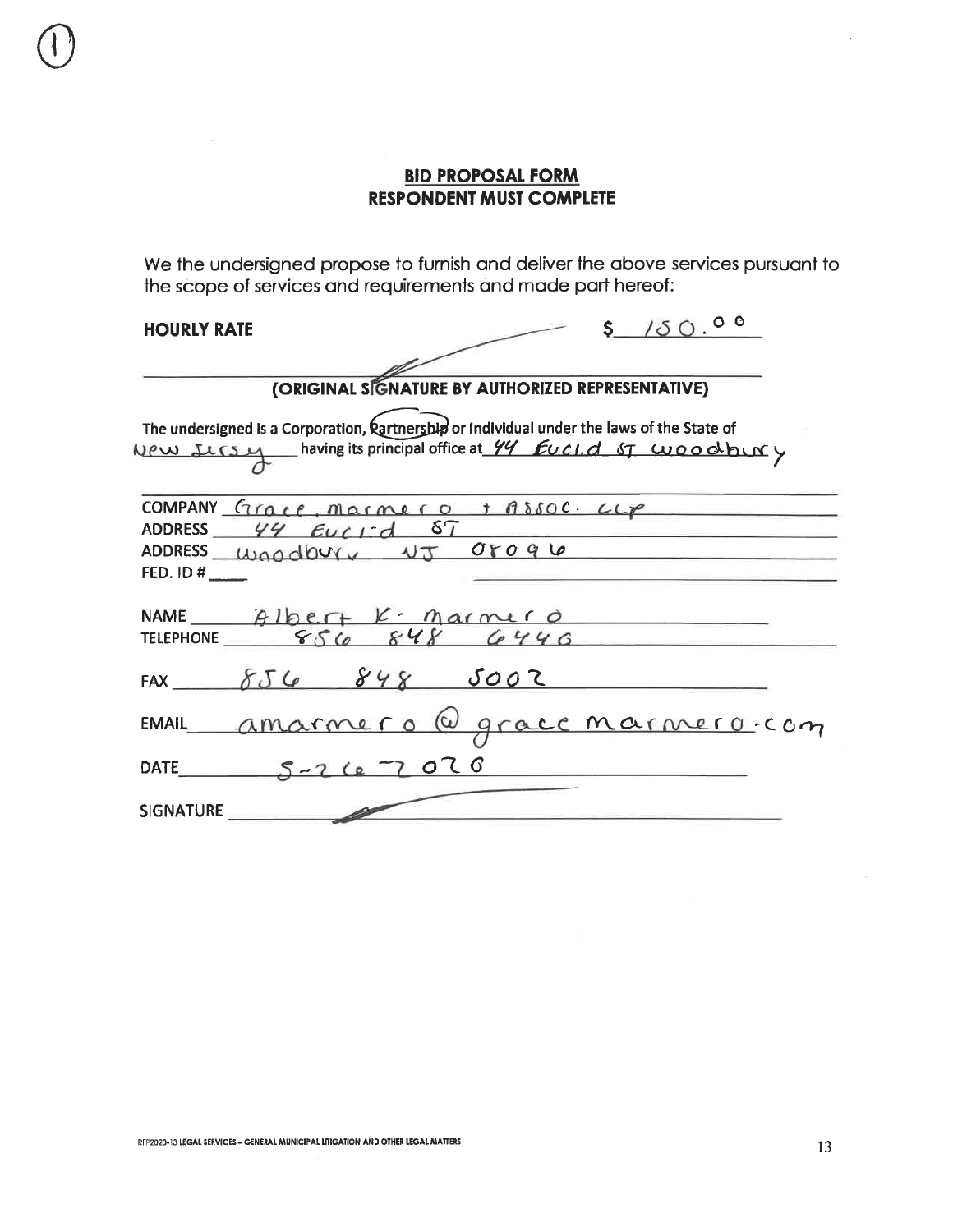(1)

## BID PROPOSAL FORM
## RESPONDENT MUST COMPLETE

We the undersigned propose to furnish and deliver the above services pursuant to the scope of services and requirements and made part hereof:

**HOURLY RATE** $ 150.00

**(ORIGINAL SIGNATURE BY AUTHORIZED REPRESENTATIVE)**

The undersigned is a Corporation, Partnership or Individual under the laws of the State of New Jersey having its principal office at 44 Euclid St Woodbury

COMPANY Grace, Marmero + Assoc. LLP

ADDRESS 44 Euclid ST

ADDRESS Woodbury NJ 08096

FED. ID # ____

NAME Albert K. Marmero

TELEPHONE 856 848 6446

FAX 856 848 5002

EMAIL amarmero@gracemarmero.com

DATE 5-26-2020

SIGNATURE ____________

RFP2020-13 LEGAL SERVICES – GENERAL MUNICIPAL LITIGATION AND OTHER LEGAL MATTERS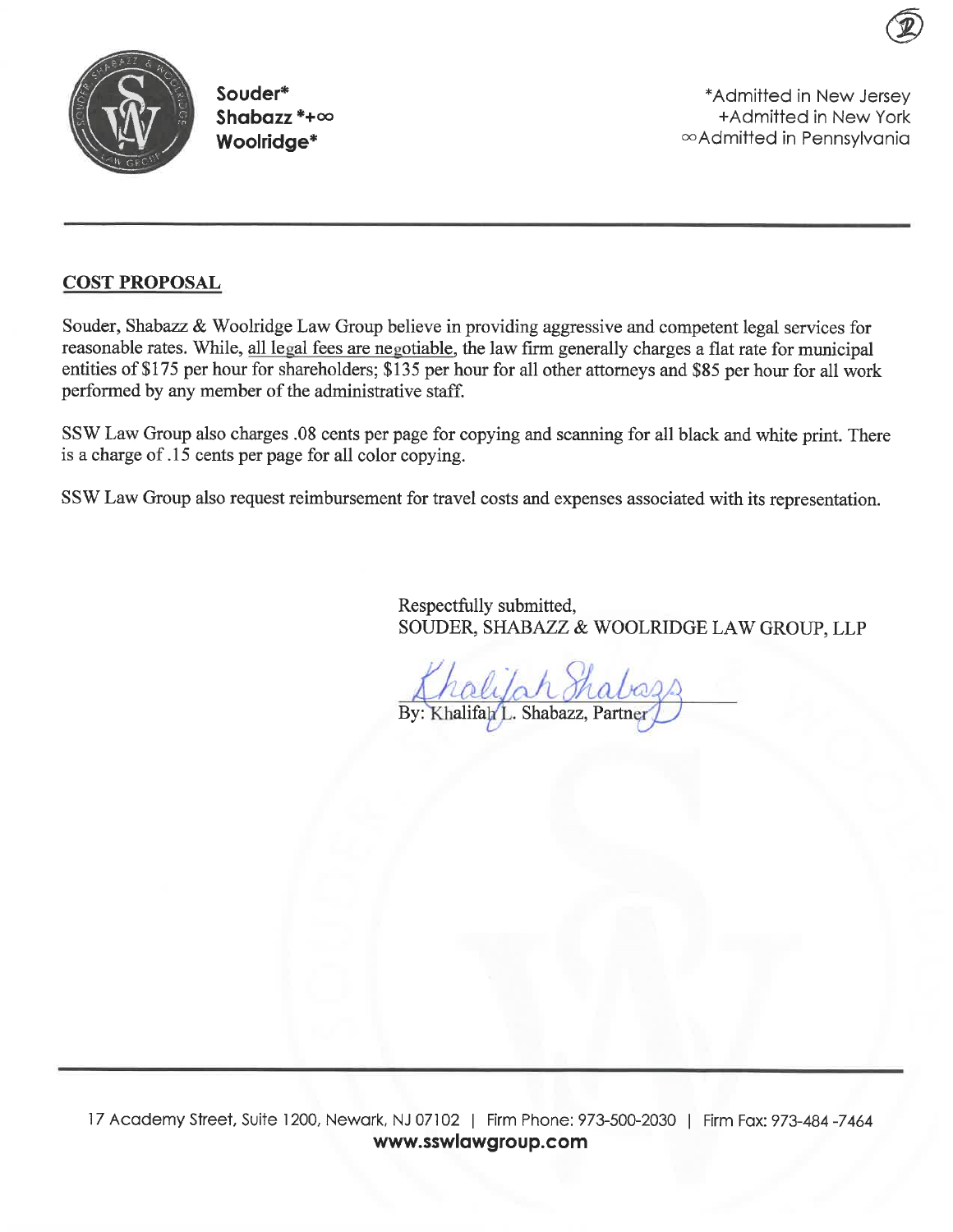Souder*
Shabazz *+∞
Woolridge*

*Admitted in New Jersey
+Admitted in New York
∞Admitted in Pennsylvania

---

## COST PROPOSAL

Souder, Shabazz & Woolridge Law Group believe in providing aggressive and competent legal services for reasonable rates. While, all legal fees are negotiable, the law firm generally charges a flat rate for municipal entities of $175 per hour for shareholders; $135 per hour for all other attorneys and $85 per hour for all work performed by any member of the administrative staff.

SSW Law Group also charges .08 cents per page for copying and scanning for all black and white print. There is a charge of .15 cents per page for all color copying.

SSW Law Group also request reimbursement for travel costs and expenses associated with its representation.

Respectfully submitted,
SOUDER, SHABAZZ & WOOLRIDGE LAW GROUP, LLP

By: Khalifah L. Shabazz, Partner

17 Academy Street, Suite 1200, Newark, NJ 07102 | Firm Phone: 973-500-2030 | Firm Fax: 973-484 -7464
**www.sswlawgroup.com**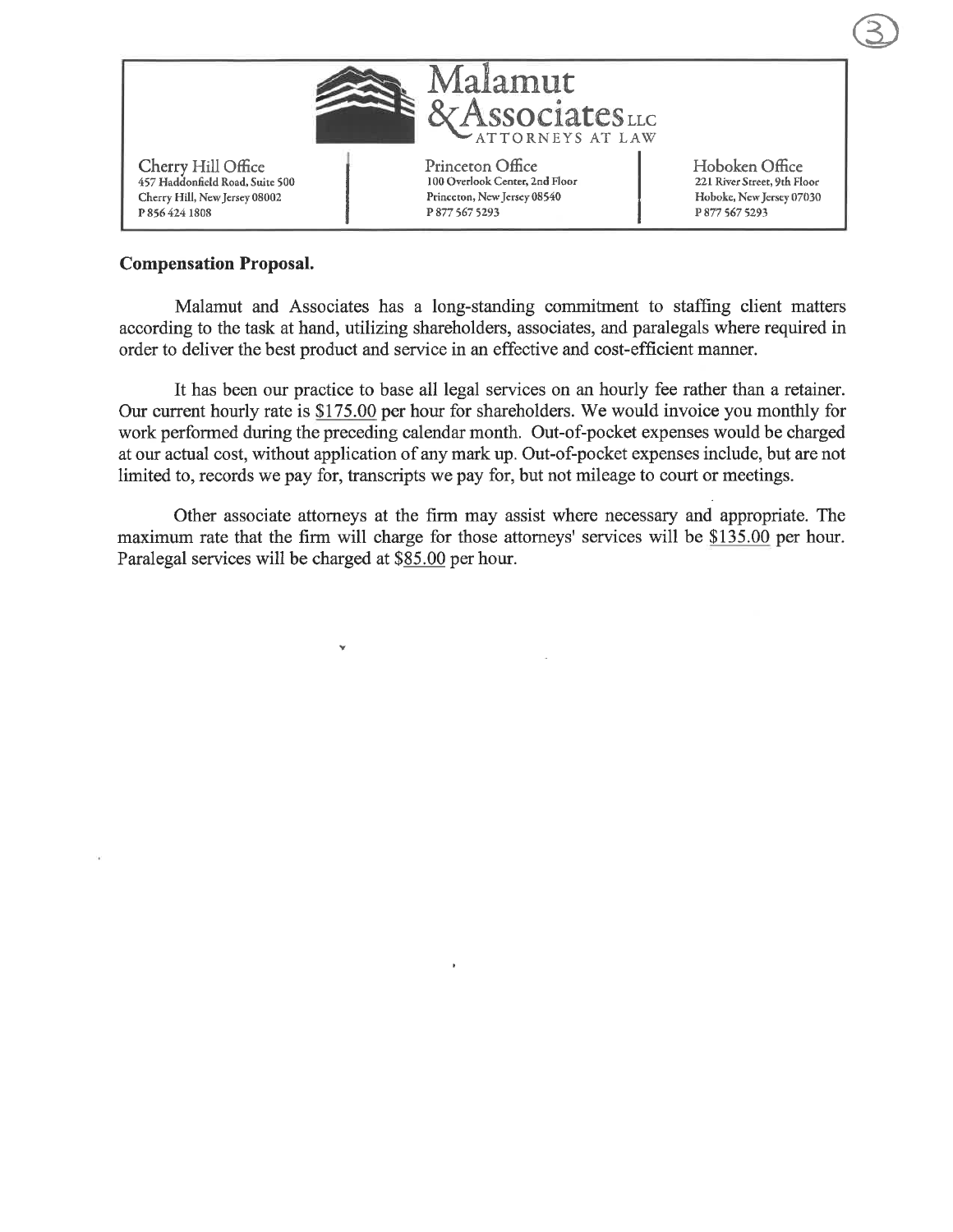# Malamut & Associates LLC
ATTORNEYS AT LAW

| Cherry Hill Office | Princeton Office | Hoboken Office |
| --- | --- | --- |
| 457 Haddonfield Road, Suite 500 | 100 Overlook Center, 2nd Floor | 221 River Street, 9th Floor |
| Cherry Hill, New Jersey 08002 | Princeton, New Jersey 08540 | Hoboke, New Jersey 07030 |
| P 856 424 1808 | P 877 567 5293 | P 877 567 5293 |

**Compensation Proposal.**

Malamut and Associates has a long-standing commitment to staffing client matters according to the task at hand, utilizing shareholders, associates, and paralegals where required in order to deliver the best product and service in an effective and cost-efficient manner.

It has been our practice to base all legal services on an hourly fee rather than a retainer. Our current hourly rate is $175.00 per hour for shareholders. We would invoice you monthly for work performed during the preceding calendar month. Out-of-pocket expenses would be charged at our actual cost, without application of any mark up. Out-of-pocket expenses include, but are not limited to, records we pay for, transcripts we pay for, but not mileage to court or meetings.

Other associate attorneys at the firm may assist where necessary and appropriate. The maximum rate that the firm will charge for those attorneys' services will be $135.00 per hour. Paralegal services will be charged at $85.00 per hour.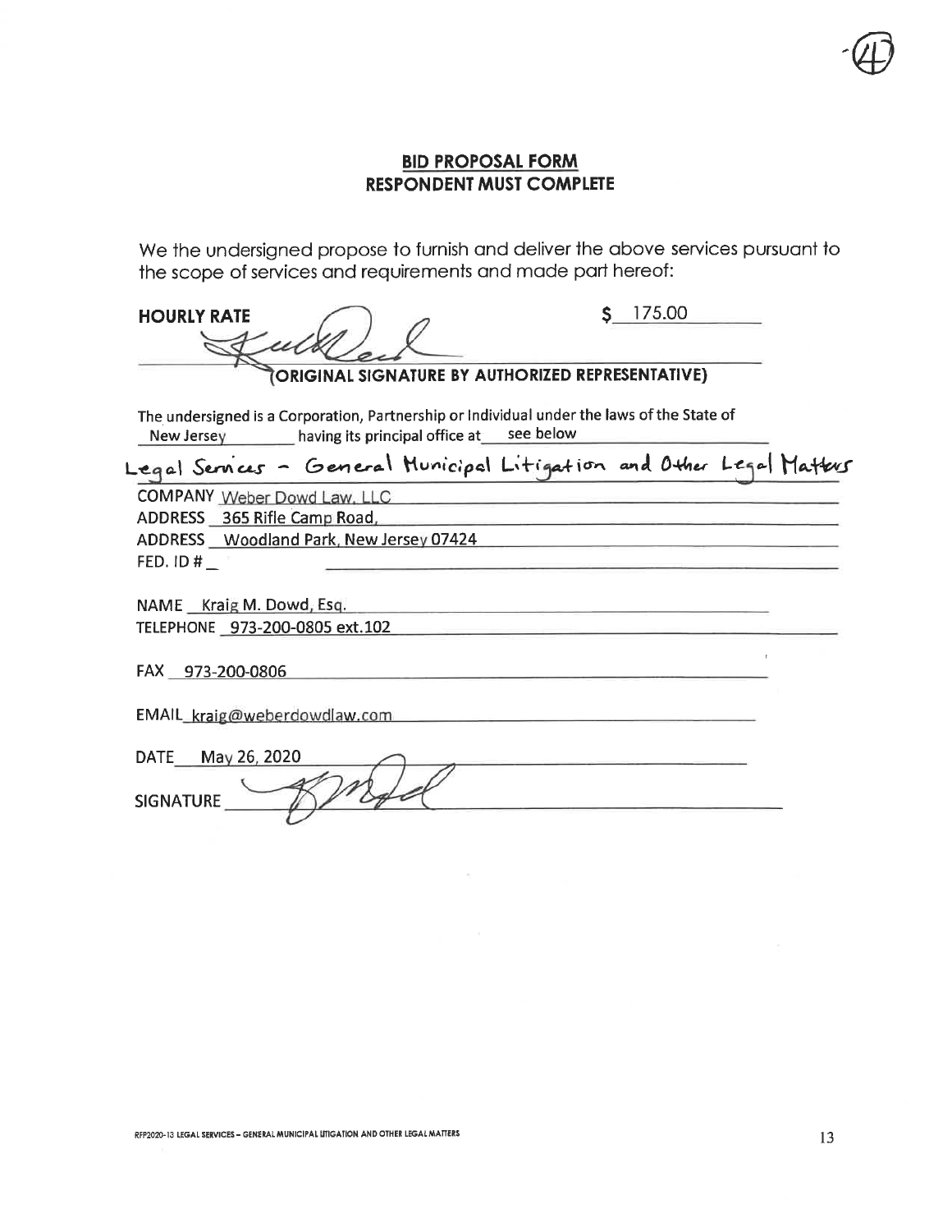## BID PROPOSAL FORM
## RESPONDENT MUST COMPLETE

We the undersigned propose to furnish and deliver the above services pursuant to the scope of services and requirements and made part hereof:

**HOURLY RATE** $ 175.00

**(ORIGINAL SIGNATURE BY AUTHORIZED REPRESENTATIVE)**

The undersigned is a Corporation, Partnership or Individual under the laws of the State of New Jersey having its principal office at see below

Legal Services - General Municipal Litigation and Other Legal Matters

COMPANY Weber Dowd Law, LLC
ADDRESS 365 Rifle Camp Road,
ADDRESS Woodland Park, New Jersey 07424
FED. ID # _

NAME Kraig M. Dowd, Esq.
TELEPHONE 973-200-0805 ext.102

FAX 973-200-0806

EMAIL kraig@weberdowdlaw.com

DATE May 26, 2020

SIGNATURE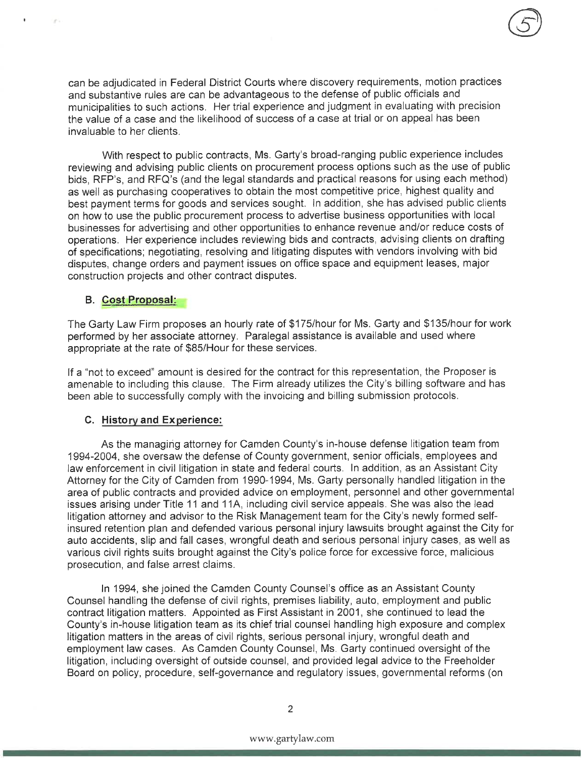can be adjudicated in Federal District Courts where discovery requirements, motion practices and substantive rules are can be advantageous to the defense of public officials and municipalities to such actions. Her trial experience and judgment in evaluating with precision the value of a case and the likelihood of success of a case at trial or on appeal has been invaluable to her clients.

With respect to public contracts, Ms. Garty's broad-ranging public experience includes reviewing and advising public clients on procurement process options such as the use of public bids, RFP's, and RFQ's (and the legal standards and practical reasons for using each method) as well as purchasing cooperatives to obtain the most competitive price, highest quality and best payment terms for goods and services sought. In addition, she has advised public clients on how to use the public procurement process to advertise business opportunities with local businesses for advertising and other opportunities to enhance revenue and/or reduce costs of operations. Her experience includes reviewing bids and contracts, advising clients on drafting of specifications; negotiating, resolving and litigating disputes with vendors involving with bid disputes, change orders and payment issues on office space and equipment leases, major construction projects and other contract disputes.

### B. Cost Proposal:

The Garty Law Firm proposes an hourly rate of $175/hour for Ms. Garty and $135/hour for work performed by her associate attorney. Paralegal assistance is available and used where appropriate at the rate of $85/Hour for these services.

If a "not to exceed" amount is desired for the contract for this representation, the Proposer is amenable to including this clause. The Firm already utilizes the City's billing software and has been able to successfully comply with the invoicing and billing submission protocols.

### C. History and Experience:

As the managing attorney for Camden County's in-house defense litigation team from 1994-2004, she oversaw the defense of County government, senior officials, employees and law enforcement in civil litigation in state and federal courts. In addition, as an Assistant City Attorney for the City of Camden from 1990-1994, Ms. Garty personally handled litigation in the area of public contracts and provided advice on employment, personnel and other governmental issues arising under Title 11 and 11A, including civil service appeals. She was also the lead litigation attorney and advisor to the Risk Management team for the City's newly formed self-insured retention plan and defended various personal injury lawsuits brought against the City for auto accidents, slip and fall cases, wrongful death and serious personal injury cases, as well as various civil rights suits brought against the City's police force for excessive force, malicious prosecution, and false arrest claims.

In 1994, she joined the Camden County Counsel's office as an Assistant County Counsel handling the defense of civil rights, premises liability, auto, employment and public contract litigation matters. Appointed as First Assistant in 2001, she continued to lead the County's in-house litigation team as its chief trial counsel handling high exposure and complex litigation matters in the areas of civil rights, serious personal injury, wrongful death and employment law cases. As Camden County Counsel, Ms. Garty continued oversight of the litigation, including oversight of outside counsel, and provided legal advice to the Freeholder Board on policy, procedure, self-governance and regulatory issues, governmental reforms (on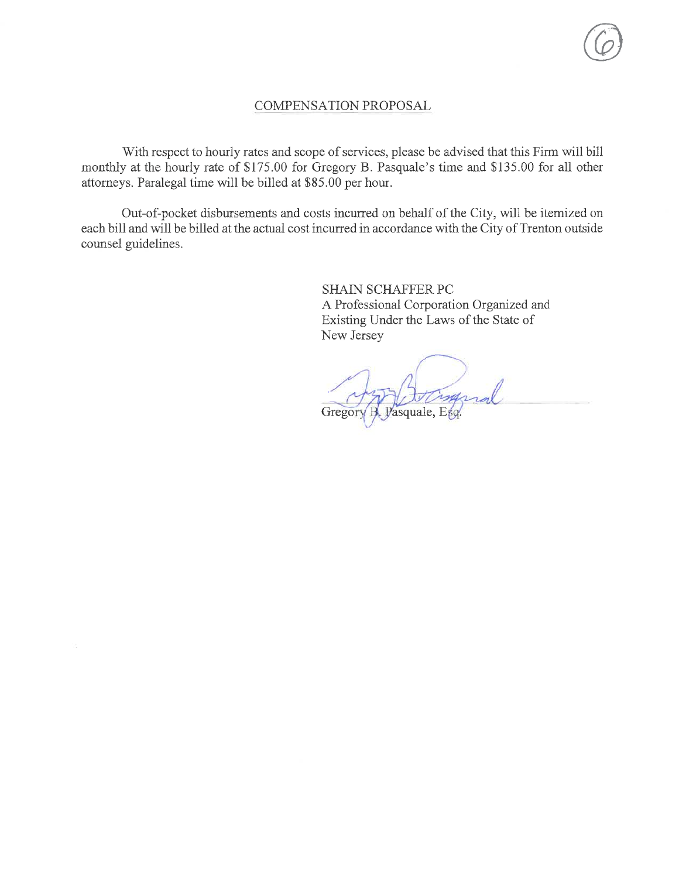## COMPENSATION PROPOSAL

With respect to hourly rates and scope of services, please be advised that this Firm will bill monthly at the hourly rate of $175.00 for Gregory B. Pasquale's time and $135.00 for all other attorneys. Paralegal time will be billed at $85.00 per hour.

Out-of-pocket disbursements and costs incurred on behalf of the City, will be itemized on each bill and will be billed at the actual cost incurred in accordance with the City of Trenton outside counsel guidelines.

SHAIN SCHAFFER PC
A Professional Corporation Organized and Existing Under the Laws of the State of New Jersey

Gregory B. Pasquale, Esq.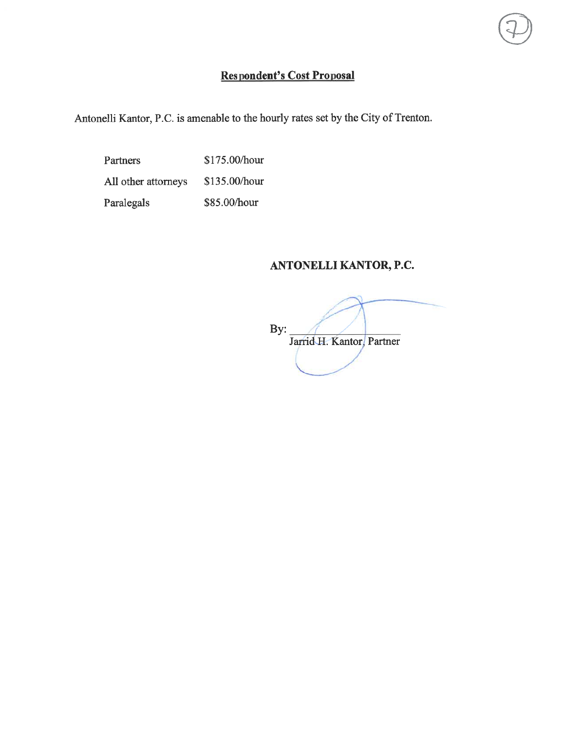**Respondent's Cost Proposal**

Antonelli Kantor, P.C. is amenable to the hourly rates set by the City of Trenton.

| | |
|---|---|
| Partners | $175.00/hour |
| All other attorneys | $135.00/hour |
| Paralegals | $85.00/hour |

**ANTONELLI KANTOR, P.C.**

By: ______________________
Jarrid H. Kantor, Partner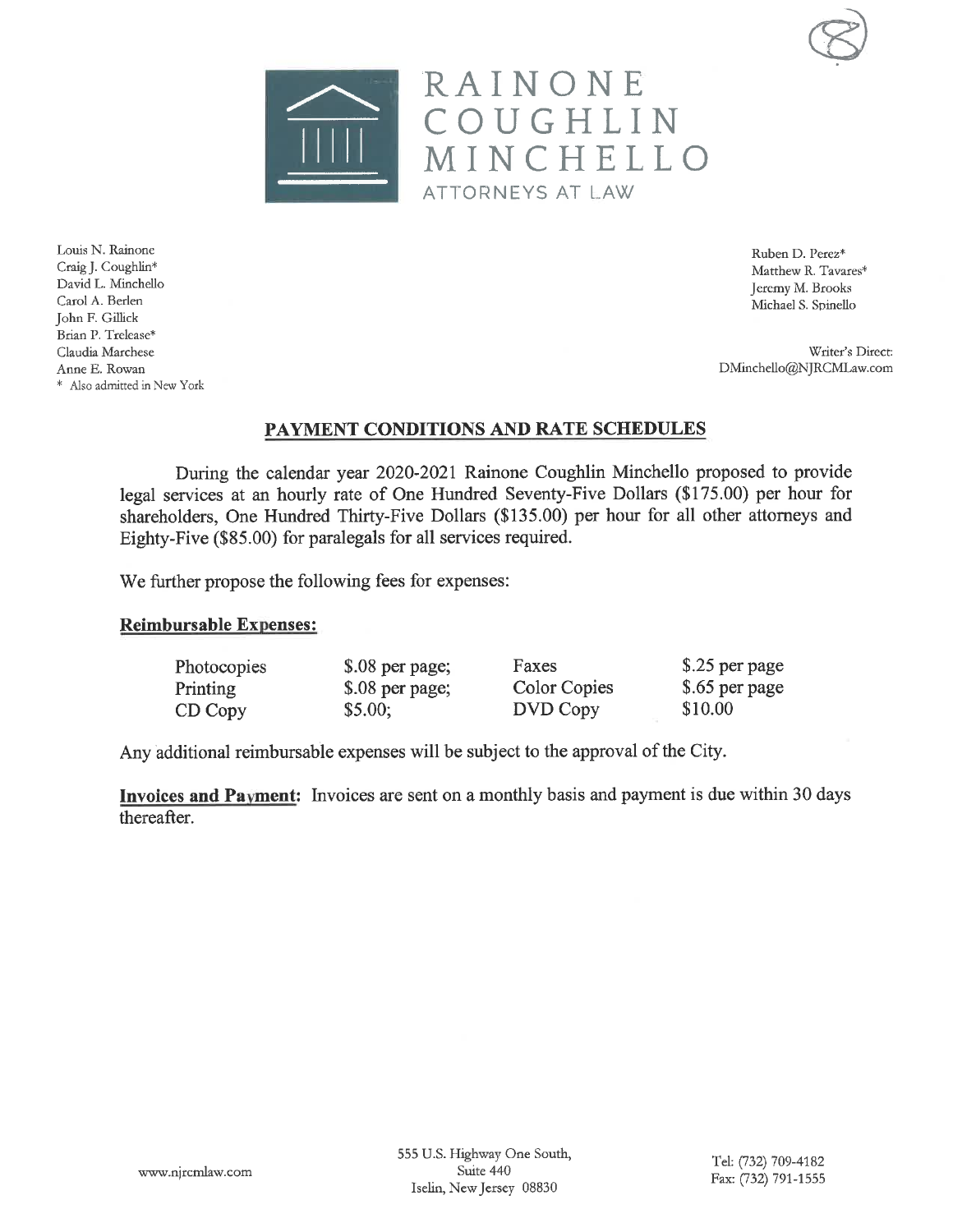RAINONE
COUGHLIN
MINCHELLO
ATTORNEYS AT LAW

Louis N. Rainone
Craig J. Coughlin*
David L. Minchello
Carol A. Berlen
John F. Gillick
Brian P. Trelease*
Claudia Marchese
Anne E. Rowan
* Also admitted in New York

Ruben D. Perez*
Matthew R. Tavares*
Jeremy M. Brooks
Michael S. Spinello

Writer's Direct:
DMinchello@NJRCMLaw.com

## PAYMENT CONDITIONS AND RATE SCHEDULES

During the calendar year 2020-2021 Rainone Coughlin Minchello proposed to provide legal services at an hourly rate of One Hundred Seventy-Five Dollars ($175.00) per hour for shareholders, One Hundred Thirty-Five Dollars ($135.00) per hour for all other attorneys and Eighty-Five ($85.00) for paralegals for all services required.

We further propose the following fees for expenses:

**Reimbursable Expenses:**

| | | | |
|---|---|---|---|
| Photocopies | $.08 per page; | Faxes | $.25 per page |
| Printing | $.08 per page; | Color Copies | $.65 per page |
| CD Copy | $5.00; | DVD Copy | $10.00 |

Any additional reimbursable expenses will be subject to the approval of the City.

**Invoices and Payment:** Invoices are sent on a monthly basis and payment is due within 30 days thereafter.

www.njrcmlaw.com

555 U.S. Highway One South,
Suite 440
Iselin, New Jersey 08830

Tel: (732) 709-4182
Fax: (732) 791-1555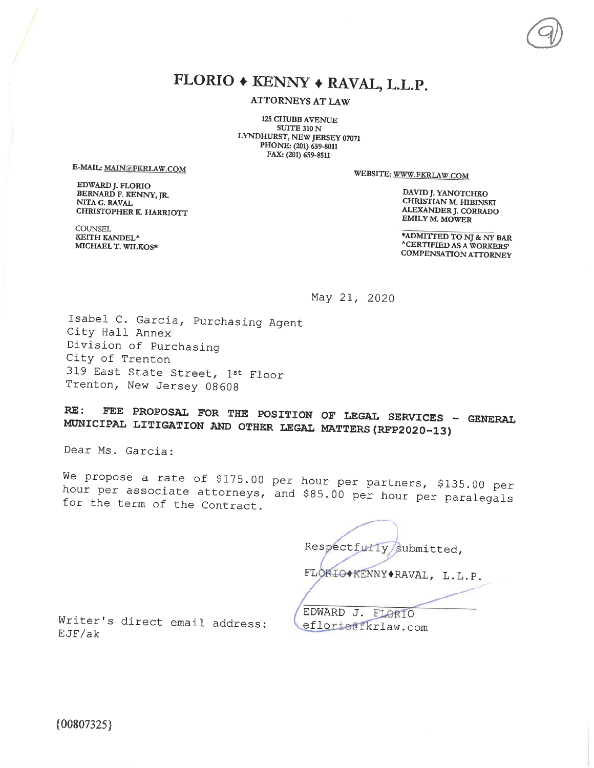# FLORIO ♦ KENNY ♦ RAVAL, L.L.P.

ATTORNEYS AT LAW

125 CHUBB AVENUE
SUITE 310 N
LYNDHURST, NEW JERSEY 07071
PHONE: (201) 659-8011
FAX: (201) 659-8511

E-MAIL: MAIN@FKRLAW.COM

WEBSITE: WWW.FKRLAW.COM

EDWARD J. FLORIO
BERNARD F. KENNY, JR.
NITA G. RAVAL
CHRISTOPHER K. HARRIOTT

COUNSEL
KEITH KANDEL^
MICHAEL T. WILKOS*

DAVID J. YANOTCHKO
CHRISTIAN M. HIBINSKI
ALEXANDER J. CORRADO
EMILY M. MOWER

*ADMITTED TO NJ & NY BAR
^CERTIFIED AS A WORKERS' COMPENSATION ATTORNEY

May 21, 2020

Isabel C. Garcia, Purchasing Agent
City Hall Annex
Division of Purchasing
City of Trenton
319 East State Street, 1st Floor
Trenton, New Jersey 08608

**RE: FEE PROPOSAL FOR THE POSITION OF LEGAL SERVICES - GENERAL MUNICIPAL LITIGATION AND OTHER LEGAL MATTERS (RFP2020-13)**

Dear Ms. Garcia:

We propose a rate of $175.00 per hour per partners, $135.00 per hour per associate attorneys, and $85.00 per hour per paralegals for the term of the Contract.

Respectfully submitted,

FLORIO♦KENNY♦RAVAL, L.L.P.

EDWARD J. FLORIO

Writer's direct email address: eflorio@fkrlaw.com

EJF/ak

{00807325}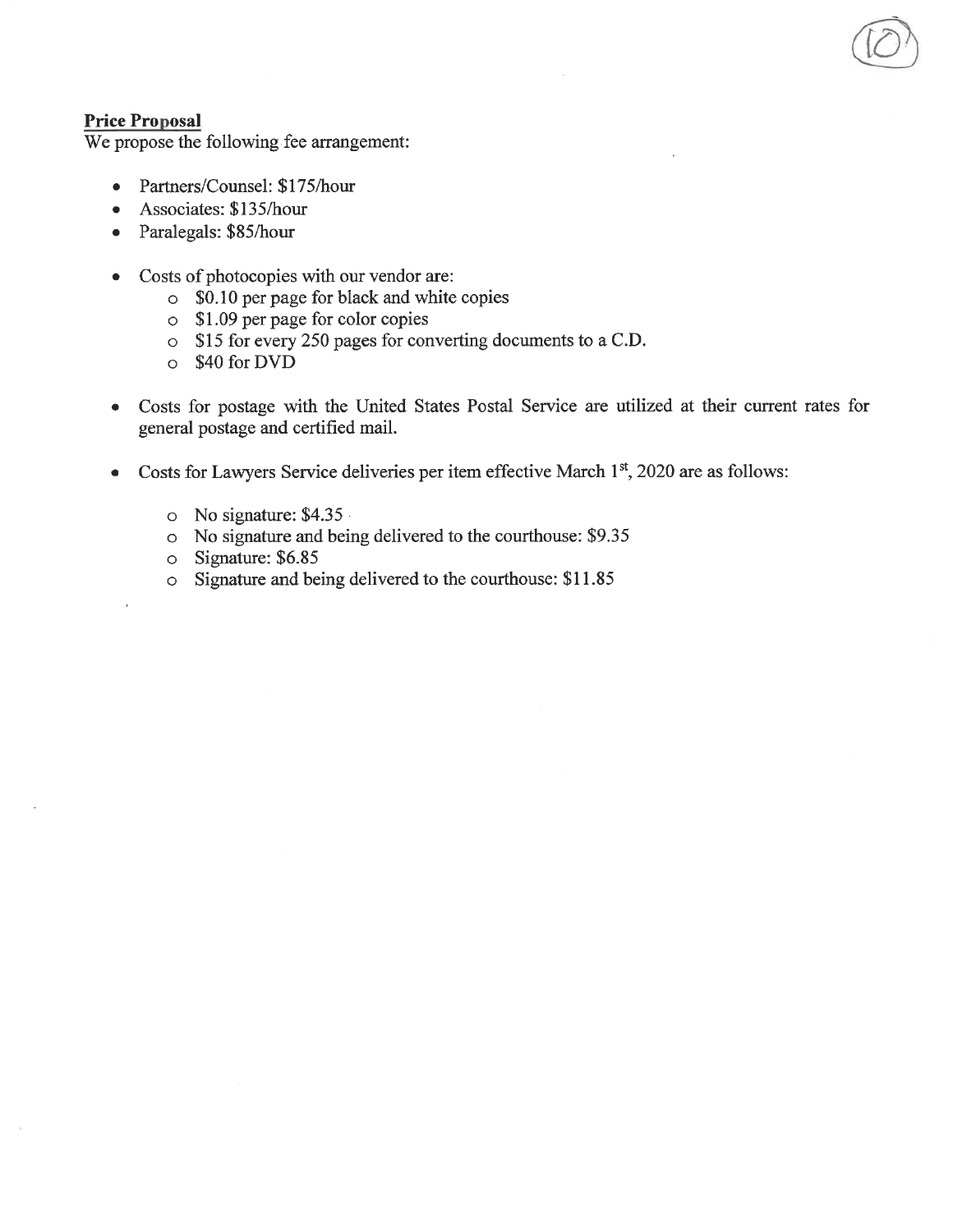**Price Proposal**

We propose the following fee arrangement:

- Partners/Counsel: $175/hour
- Associates: $135/hour
- Paralegals: $85/hour

- Costs of photocopies with our vendor are:
  - $0.10 per page for black and white copies
  - $1.09 per page for color copies
  - $15 for every 250 pages for converting documents to a C.D.
  - $40 for DVD

- Costs for postage with the United States Postal Service are utilized at their current rates for general postage and certified mail.

- Costs for Lawyers Service deliveries per item effective March 1st, 2020 are as follows:

  - No signature: $4.35
  - No signature and being delivered to the courthouse: $9.35
  - Signature: $6.85
  - Signature and being delivered to the courthouse: $11.85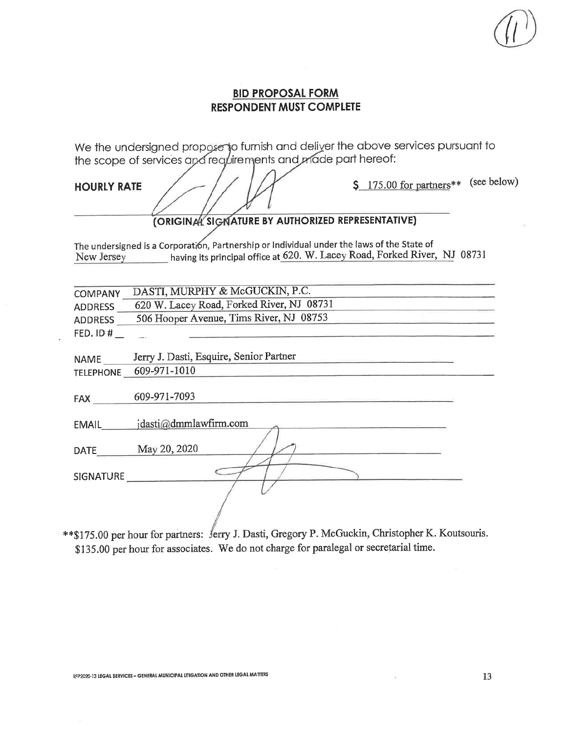## BID PROPOSAL FORM
## RESPONDENT MUST COMPLETE

We the undersigned propose to furnish and deliver the above services pursuant to the scope of services and requirements and made part hereof:

**HOURLY RATE** $ 175.00 for partners** (see below)

**(ORIGINAL SIGNATURE BY AUTHORIZED REPRESENTATIVE)**

The undersigned is a Corporation, Partnership or Individual under the laws of the State of New Jersey having its principal office at 620. W. Lacey Road, Forked River, NJ 08731

COMPANY DASTI, MURPHY & McGUCKIN, P.C.

ADDRESS 620 W. Lacey Road, Forked River, NJ 08731

ADDRESS 506 Hooper Avenue, Tims River, NJ 08753

FED. ID # \_\_

NAME Jerry J. Dasti, Esquire, Senior Partner

TELEPHONE 609-971-1010

FAX 609-971-7093

EMAIL jdasti@dmmlawfirm.com

DATE May 20, 2020

SIGNATURE

**$175.00 per hour for partners: Jerry J. Dasti, Gregory P. McGuckin, Christopher K. Koutsouris. $135.00 per hour for associates. We do not charge for paralegal or secretarial time.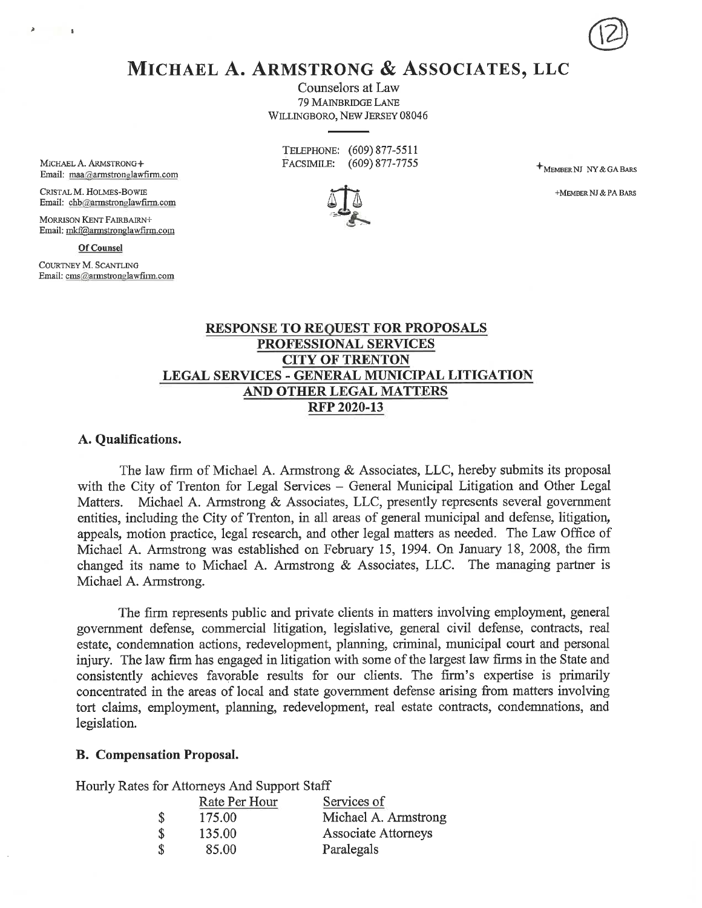(12)

# MICHAEL A. ARMSTRONG & ASSOCIATES, LLC

Counselors at Law
79 MAINBRIDGE LANE
WILLINGBORO, NEW JERSEY 08046

TELEPHONE: (609) 877-5511
FACSIMILE: (609) 877-7755

MICHAEL A. ARMSTRONG+
Email: maa@armstronglawfirm.com

CRISTAL M. HOLMES-BOWIE
Email: chb@armstronglawfirm.com

MORRISON KENT FAIRBAIRN+
Email: mkf@armstronglawfirm.com

**Of Counsel**

COURTNEY M. SCANTLING
Email: cms@armstronglawfirm.com

+MEMBER NJ NY & GA BARS

+MEMBER NJ & PA BARS

## RESPONSE TO REQUEST FOR PROPOSALS PROFESSIONAL SERVICES CITY OF TRENTON LEGAL SERVICES - GENERAL MUNICIPAL LITIGATION AND OTHER LEGAL MATTERS RFP 2020-13

### A. Qualifications.

The law firm of Michael A. Armstrong & Associates, LLC, hereby submits its proposal with the City of Trenton for Legal Services – General Municipal Litigation and Other Legal Matters. Michael A. Armstrong & Associates, LLC, presently represents several government entities, including the City of Trenton, in all areas of general municipal and defense, litigation, appeals, motion practice, legal research, and other legal matters as needed. The Law Office of Michael A. Armstrong was established on February 15, 1994. On January 18, 2008, the firm changed its name to Michael A. Armstrong & Associates, LLC. The managing partner is Michael A. Armstrong.

The firm represents public and private clients in matters involving employment, general government defense, commercial litigation, legislative, general civil defense, contracts, real estate, condemnation actions, redevelopment, planning, criminal, municipal court and personal injury. The law firm has engaged in litigation with some of the largest law firms in the State and consistently achieves favorable results for our clients. The firm's expertise is primarily concentrated in the areas of local and state government defense arising from matters involving tort claims, employment, planning, redevelopment, real estate contracts, condemnations, and legislation.

### B. Compensation Proposal.

Hourly Rates for Attorneys And Support Staff

| Rate Per Hour | Services of |
|---|---|
| $ 175.00 | Michael A. Armstrong |
| $ 135.00 | Associate Attorneys |
| $ 85.00 | Paralegals |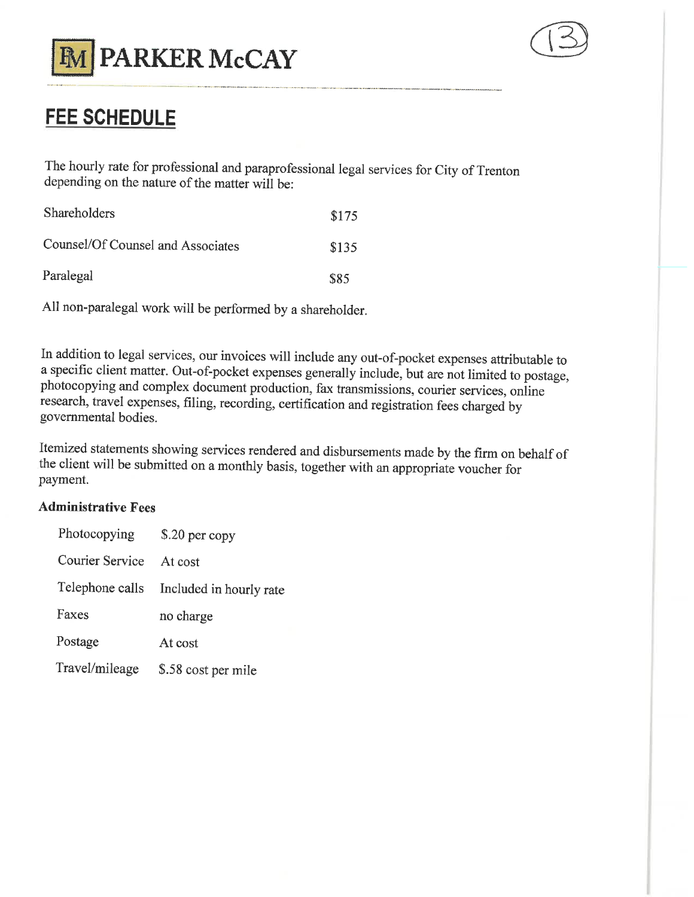PARKER McCAY

# FEE SCHEDULE

The hourly rate for professional and paraprofessional legal services for City of Trenton depending on the nature of the matter will be:

| | |
|---|---|
| Shareholders | $175 |
| Counsel/Of Counsel and Associates | $135 |
| Paralegal | $85 |

All non-paralegal work will be performed by a shareholder.

In addition to legal services, our invoices will include any out-of-pocket expenses attributable to a specific client matter. Out-of-pocket expenses generally include, but are not limited to postage, photocopying and complex document production, fax transmissions, courier services, online research, travel expenses, filing, recording, certification and registration fees charged by governmental bodies.

Itemized statements showing services rendered and disbursements made by the firm on behalf of the client will be submitted on a monthly basis, together with an appropriate voucher for payment.

**Administrative Fees**

| | |
|---|---|
| Photocopying | $.20 per copy |
| Courier Service | At cost |
| Telephone calls | Included in hourly rate |
| Faxes | no charge |
| Postage | At cost |
| Travel/mileage | $.58 cost per mile |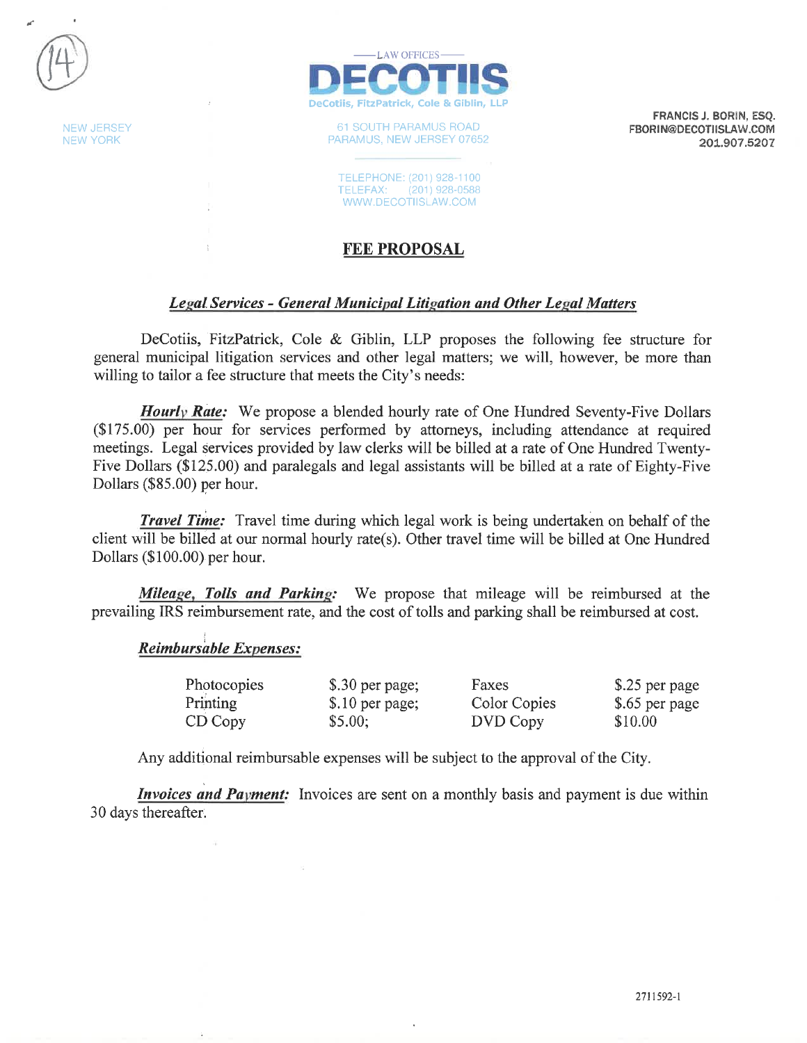(14)

NEW JERSEY
NEW YORK

— LAW OFFICES —

**DECOTIIS**

DeCotiis, FitzPatrick, Cole & Giblin, LLP

61 SOUTH PARAMUS ROAD
PARAMUS, NEW JERSEY 07652

TELEPHONE: (201) 928-1100
TELEFAX: (201) 928-0588
WWW.DECOTIISLAW.COM

**FRANCIS J. BORIN, ESQ.**
**FBORIN@DECOTIISLAW.COM**
**201.907.5207**

# FEE PROPOSAL

## *Legal Services - General Municipal Litigation and Other Legal Matters*

DeCotiis, FitzPatrick, Cole & Giblin, LLP proposes the following fee structure for general municipal litigation services and other legal matters; we will, however, be more than willing to tailor a fee structure that meets the City's needs:

***Hourly Rate:*** We propose a blended hourly rate of One Hundred Seventy-Five Dollars ($175.00) per hour for services performed by attorneys, including attendance at required meetings. Legal services provided by law clerks will be billed at a rate of One Hundred Twenty-Five Dollars ($125.00) and paralegals and legal assistants will be billed at a rate of Eighty-Five Dollars ($85.00) per hour.

***Travel Time:*** Travel time during which legal work is being undertaken on behalf of the client will be billed at our normal hourly rate(s). Other travel time will be billed at One Hundred Dollars ($100.00) per hour.

***Mileage, Tolls and Parking:*** We propose that mileage will be reimbursed at the prevailing IRS reimbursement rate, and the cost of tolls and parking shall be reimbursed at cost.

***Reimbursable Expenses:***

| | | | |
|---|---|---|---|
| Photocopies | $.30 per page; | Faxes | $.25 per page |
| Printing | $.10 per page; | Color Copies | $.65 per page |
| CD Copy | $5.00; | DVD Copy | $10.00 |

Any additional reimbursable expenses will be subject to the approval of the City.

***Invoices and Payment:*** Invoices are sent on a monthly basis and payment is due within 30 days thereafter.

2711592-1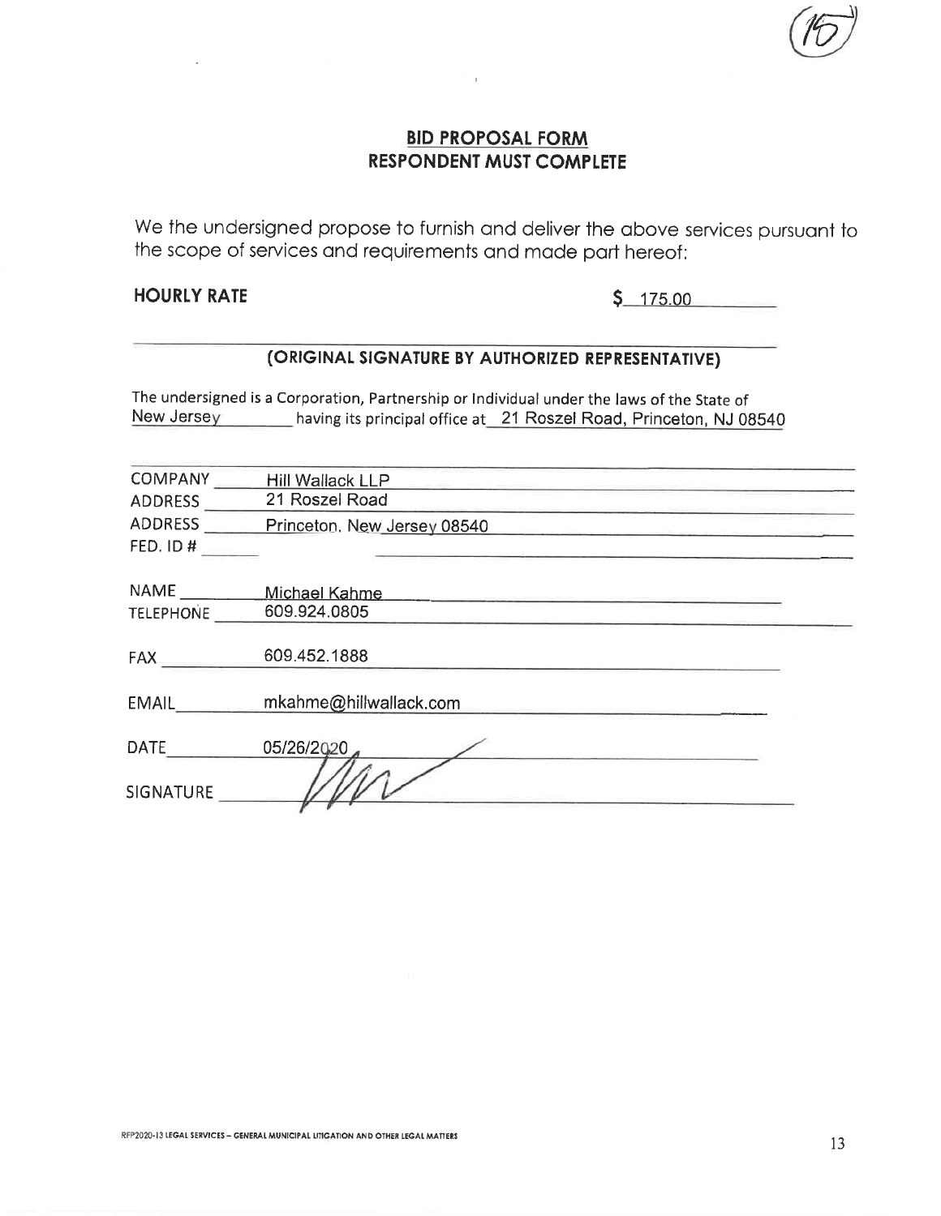## BID PROPOSAL FORM
## RESPONDENT MUST COMPLETE

We the undersigned propose to furnish and deliver the above services pursuant to the scope of services and requirements and made part hereof:

**HOURLY RATE** **$** 175.00

**(ORIGINAL SIGNATURE BY AUTHORIZED REPRESENTATIVE)**

The undersigned is a Corporation, Partnership or Individual under the laws of the State of New Jersey having its principal office at 21 Roszel Road, Princeton, NJ 08540

COMPANY Hill Wallack LLP
ADDRESS 21 Roszel Road
ADDRESS Princeton, New Jersey 08540
FED. ID #

NAME Michael Kahme
TELEPHONE 609.924.0805

FAX 609.452.1888

EMAIL mkahme@hillwallack.com

DATE 05/26/2020

SIGNATURE

RFP2020-13 LEGAL SERVICES – GENERAL MUNICIPAL LITIGATION AND OTHER LEGAL MATTERS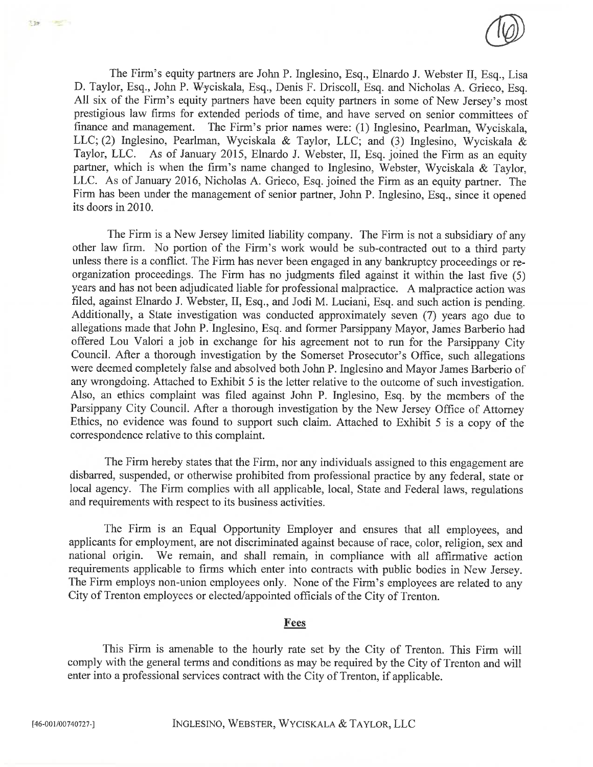The Firm's equity partners are John P. Inglesino, Esq., Elnardo J. Webster II, Esq., Lisa D. Taylor, Esq., John P. Wyciskala, Esq., Denis F. Driscoll, Esq. and Nicholas A. Grieco, Esq. All six of the Firm's equity partners have been equity partners in some of New Jersey's most prestigious law firms for extended periods of time, and have served on senior committees of finance and management. The Firm's prior names were: (1) Inglesino, Pearlman, Wyciskala, LLC; (2) Inglesino, Pearlman, Wyciskala & Taylor, LLC; and (3) Inglesino, Wyciskala & Taylor, LLC. As of January 2015, Elnardo J. Webster, II, Esq. joined the Firm as an equity partner, which is when the firm's name changed to Inglesino, Webster, Wyciskala & Taylor, LLC. As of January 2016, Nicholas A. Grieco, Esq. joined the Firm as an equity partner. The Firm has been under the management of senior partner, John P. Inglesino, Esq., since it opened its doors in 2010.

The Firm is a New Jersey limited liability company. The Firm is not a subsidiary of any other law firm. No portion of the Firm's work would be sub-contracted out to a third party unless there is a conflict. The Firm has never been engaged in any bankruptcy proceedings or re-organization proceedings. The Firm has no judgments filed against it within the last five (5) years and has not been adjudicated liable for professional malpractice. A malpractice action was filed, against Elnardo J. Webster, II, Esq., and Jodi M. Luciani, Esq. and such action is pending. Additionally, a State investigation was conducted approximately seven (7) years ago due to allegations made that John P. Inglesino, Esq. and former Parsippany Mayor, James Barberio had offered Lou Valori a job in exchange for his agreement not to run for the Parsippany City Council. After a thorough investigation by the Somerset Prosecutor's Office, such allegations were deemed completely false and absolved both John P. Inglesino and Mayor James Barberio of any wrongdoing. Attached to Exhibit 5 is the letter relative to the outcome of such investigation. Also, an ethics complaint was filed against John P. Inglesino, Esq. by the members of the Parsippany City Council. After a thorough investigation by the New Jersey Office of Attorney Ethics, no evidence was found to support such claim. Attached to Exhibit 5 is a copy of the correspondence relative to this complaint.

The Firm hereby states that the Firm, nor any individuals assigned to this engagement are disbarred, suspended, or otherwise prohibited from professional practice by any federal, state or local agency. The Firm complies with all applicable, local, State and Federal laws, regulations and requirements with respect to its business activities.

The Firm is an Equal Opportunity Employer and ensures that all employees, and applicants for employment, are not discriminated against because of race, color, religion, sex and national origin. We remain, and shall remain, in compliance with all affirmative action requirements applicable to firms which enter into contracts with public bodies in New Jersey. The Firm employs non-union employees only. None of the Firm's employees are related to any City of Trenton employees or elected/appointed officials of the City of Trenton.

## Fees

This Firm is amenable to the hourly rate set by the City of Trenton. This Firm will comply with the general terms and conditions as may be required by the City of Trenton and will enter into a professional services contract with the City of Trenton, if applicable.